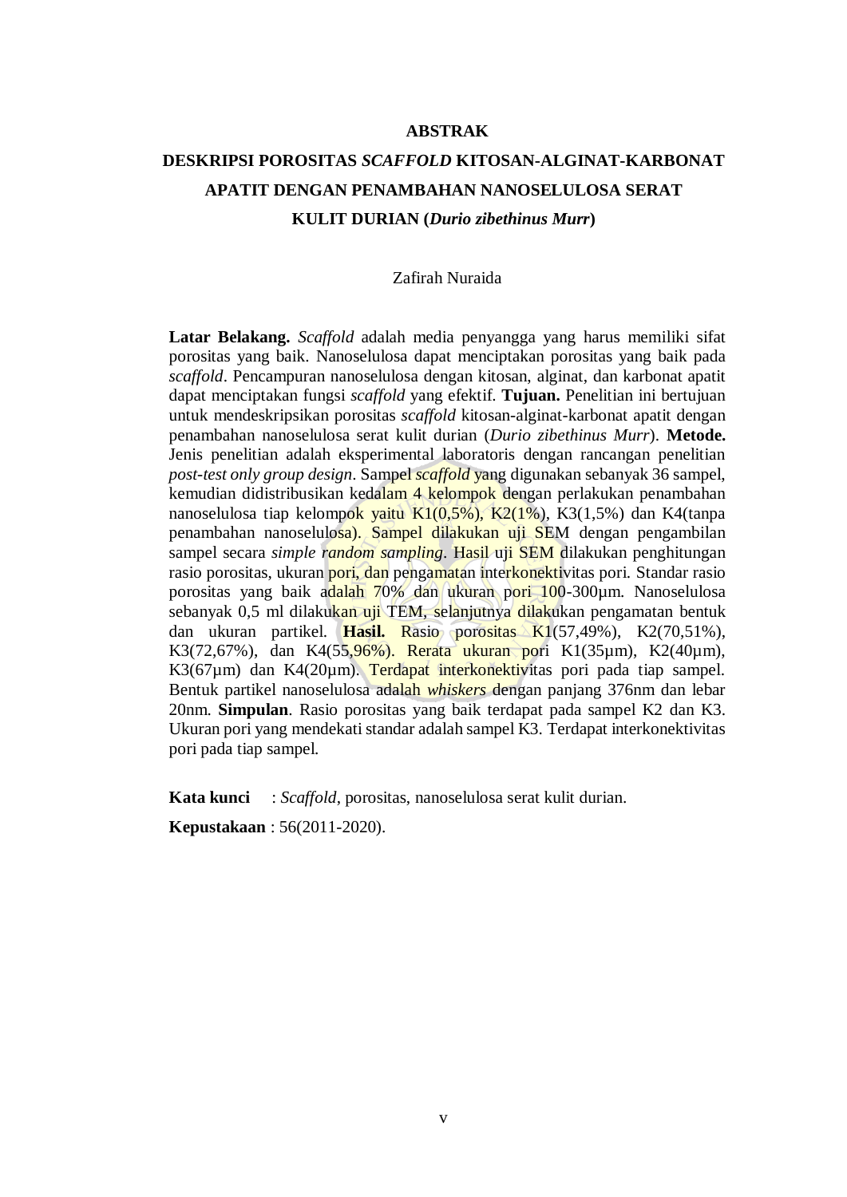# ABSTRAK

## DESKRIPSI POROSITAS *SCAFFOLD* KITOSAN-ALGINAT-KARBONAT APATIT DENGAN PENAMBAHAN NANOSELULOSA SERAT KULIT DURIAN (*Durio zibethinus Murr*)

Zafirah Nuraida

**Latar Belakang.** *Scaffold* adalah media penyangga yang harus memiliki sifat porositas yang baik. Nanoselulosa dapat menciptakan porositas yang baik pada *scaffold*. Pencampuran nanoselulosa dengan kitosan, alginat, dan karbonat apatit dapat menciptakan fungsi *scaffold* yang efektif. **Tujuan.** Penelitian ini bertujuan untuk mendeskripsikan porositas *scaffold* kitosan-alginat-karbonat apatit dengan penambahan nanoselulosa serat kulit durian (*Durio zibethinus Murr*). **Metode.** Jenis penelitian adalah eksperimental laboratoris dengan rancangan penelitian *post-test only group design*. Sampel *scaffold* yang digunakan sebanyak 36 sampel, kemudian didistribusikan kedalam 4 kelompok dengan perlakuan penambahan nanoselulosa tiap kelompok yaitu K1(0,5%), K2(1%), K3(1,5%) dan K4(tanpa penambahan nanoselulosa). Sampel dilakukan uji SEM dengan pengambilan sampel secara *simple random sampling*. Hasil uji SEM dilakukan penghitungan rasio porositas, ukuran pori, dan pengamatan interkonektivitas pori. Standar rasio porositas yang baik adalah 70% dan ukuran pori 100-300µm. Nanoselulosa sebanyak 0,5 ml dilakukan uji TEM, selanjutnya dilakukan pengamatan bentuk dan ukuran partikel. **Hasil.** Rasio porositas K1(57,49%), K2(70,51%), K3(72,67%), dan K4(55,96%). Rerata ukuran pori K1(35µm), K2(40µm), K3(67µm) dan K4(20µm). Terdapat interkonektivitas pori pada tiap sampel. Bentuk partikel nanoselulosa adalah *whiskers* dengan panjang 376nm dan lebar 20nm. **Simpulan**. Rasio porositas yang baik terdapat pada sampel K2 dan K3. Ukuran pori yang mendekati standar adalah sampel K3. Terdapat interkonektivitas pori pada tiap sampel.

**Kata kunci** : *Scaffold*, porositas, nanoselulosa serat kulit durian.

**Kepustakaan** : 56(2011-2020).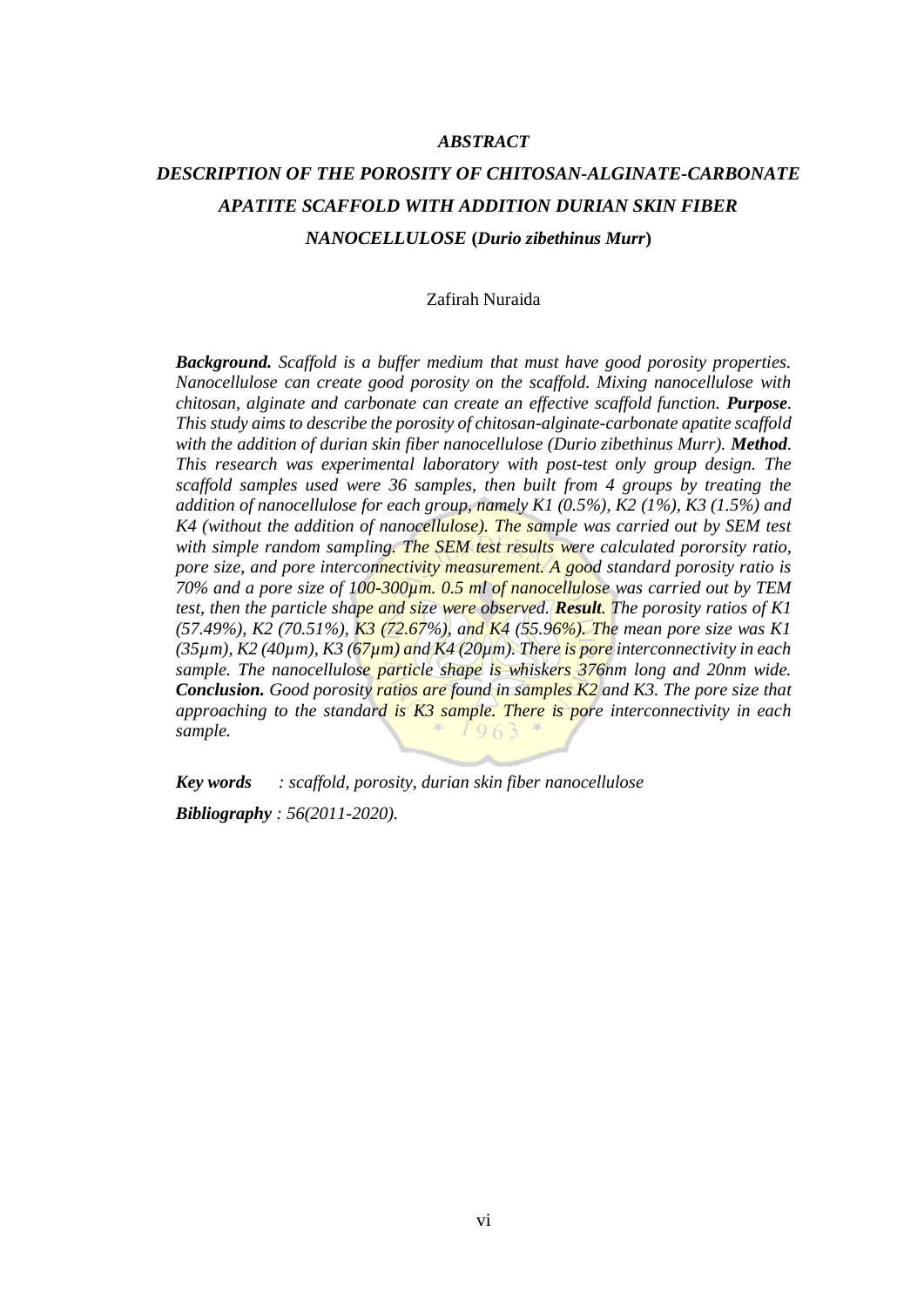## *ABSTRACT*

## *DESCRIPTION OF THE POROSITY OF CHITOSAN-ALGINATE-CARBONATE APATITE SCAFFOLD WITH ADDITION DURIAN SKIN FIBER NANOCELLULOSE* (*Durio zibethinus Murr*)

Zafirah Nuraida

***Background.*** *Scaffold is a buffer medium that must have good porosity properties. Nanocellulose can create good porosity on the scaffold. Mixing nanocellulose with chitosan, alginate and carbonate can create an effective scaffold function.* ***Purpose****. This study aims to describe the porosity of chitosan-alginate-carbonate apatite scaffold with the addition of durian skin fiber nanocellulose (Durio zibethinus Murr).* ***Method****. This research was experimental laboratory with post-test only group design. The scaffold samples used were 36 samples, then built from 4 groups by treating the addition of nanocellulose for each group, namely K1 (0.5%), K2 (1%), K3 (1.5%) and K4 (without the addition of nanocellulose). The sample was carried out by SEM test with simple random sampling. The SEM test results were calculated pororsity ratio, pore size, and pore interconnectivity measurement. A good standard porosity ratio is 70% and a pore size of 100-300µm. 0.5 ml of nanocellulose was carried out by TEM test, then the particle shape and size were observed.* ***Result****. The porosity ratios of K1 (57.49%), K2 (70.51%), K3 (72.67%), and K4 (55.96%). The mean pore size was K1 (35µm), K2 (40µm), K3 (67µm) and K4 (20µm). There is pore interconnectivity in each sample. The nanocellulose particle shape is whiskers 376nm long and 20nm wide.* ***Conclusion.*** *Good porosity ratios are found in samples K2 and K3. The pore size that approaching to the standard is K3 sample. There is pore interconnectivity in each sample.*

***Key words*** *: scaffold, porosity, durian skin fiber nanocellulose*

***Bibliography*** *: 56(2011-2020).*